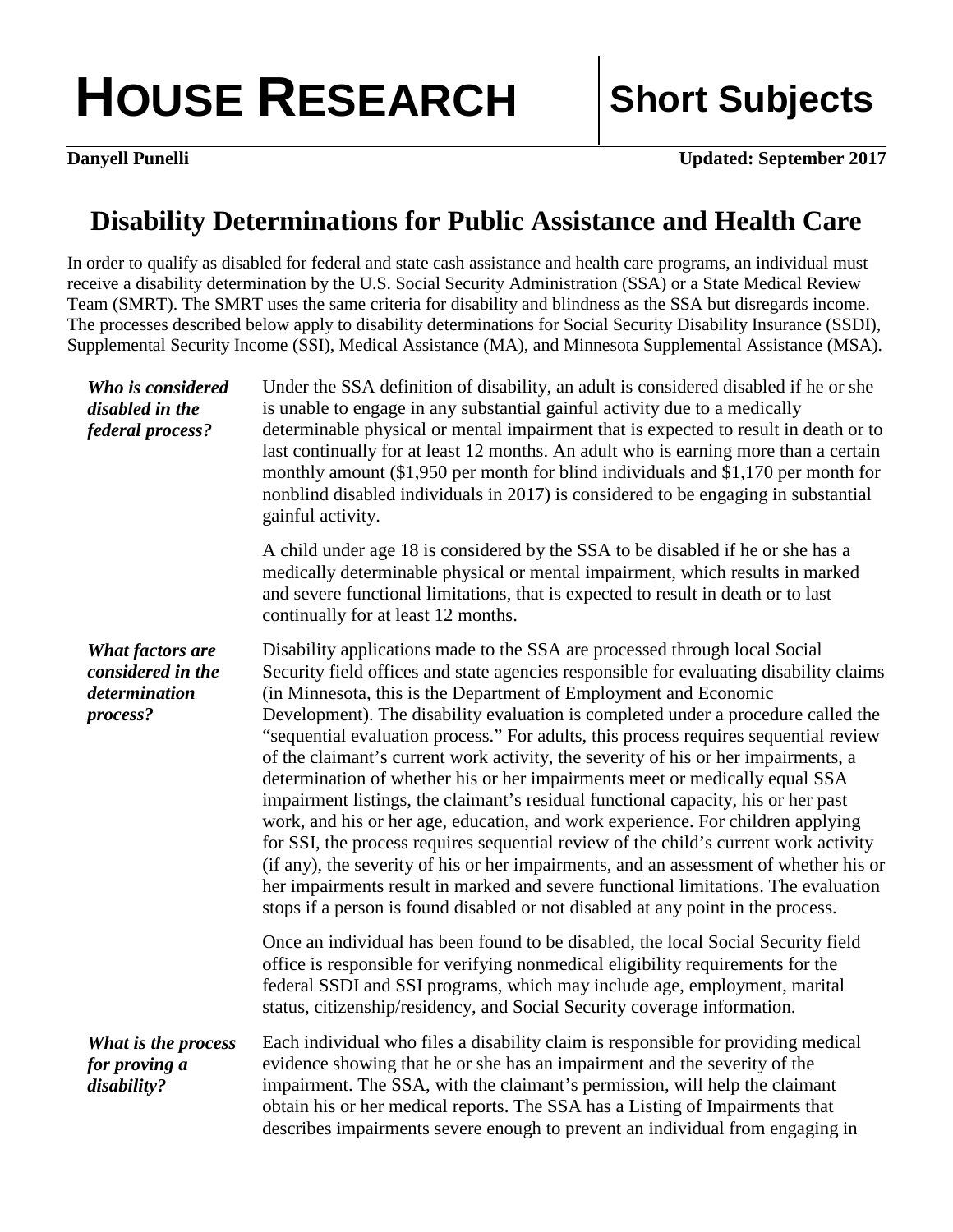# HOUSE RESEARCH — Short Subjects

**Danyell Punelli** **Updated: September 2017**

## Disability Determinations for Public Assistance and Health Care

In order to qualify as disabled for federal and state cash assistance and health care programs, an individual must receive a disability determination by the U.S. Social Security Administration (SSA) or a State Medical Review Team (SMRT). The SMRT uses the same criteria for disability and blindness as the SSA but disregards income. The processes described below apply to disability determinations for Social Security Disability Insurance (SSDI), Supplemental Security Income (SSI), Medical Assistance (MA), and Minnesota Supplemental Assistance (MSA).

***Who is considered disabled in the federal process?***

Under the SSA definition of disability, an adult is considered disabled if he or she is unable to engage in any substantial gainful activity due to a medically determinable physical or mental impairment that is expected to result in death or to last continually for at least 12 months. An adult who is earning more than a certain monthly amount ($1,950 per month for blind individuals and $1,170 per month for nonblind disabled individuals in 2017) is considered to be engaging in substantial gainful activity.

A child under age 18 is considered by the SSA to be disabled if he or she has a medically determinable physical or mental impairment, which results in marked and severe functional limitations, that is expected to result in death or to last continually for at least 12 months.

***What factors are considered in the determination process?***

Disability applications made to the SSA are processed through local Social Security field offices and state agencies responsible for evaluating disability claims (in Minnesota, this is the Department of Employment and Economic Development). The disability evaluation is completed under a procedure called the "sequential evaluation process." For adults, this process requires sequential review of the claimant's current work activity, the severity of his or her impairments, a determination of whether his or her impairments meet or medically equal SSA impairment listings, the claimant's residual functional capacity, his or her past work, and his or her age, education, and work experience. For children applying for SSI, the process requires sequential review of the child's current work activity (if any), the severity of his or her impairments, and an assessment of whether his or her impairments result in marked and severe functional limitations. The evaluation stops if a person is found disabled or not disabled at any point in the process.

Once an individual has been found to be disabled, the local Social Security field office is responsible for verifying nonmedical eligibility requirements for the federal SSDI and SSI programs, which may include age, employment, marital status, citizenship/residency, and Social Security coverage information.

***What is the process for proving a disability?***

Each individual who files a disability claim is responsible for providing medical evidence showing that he or she has an impairment and the severity of the impairment. The SSA, with the claimant's permission, will help the claimant obtain his or her medical reports. The SSA has a Listing of Impairments that describes impairments severe enough to prevent an individual from engaging in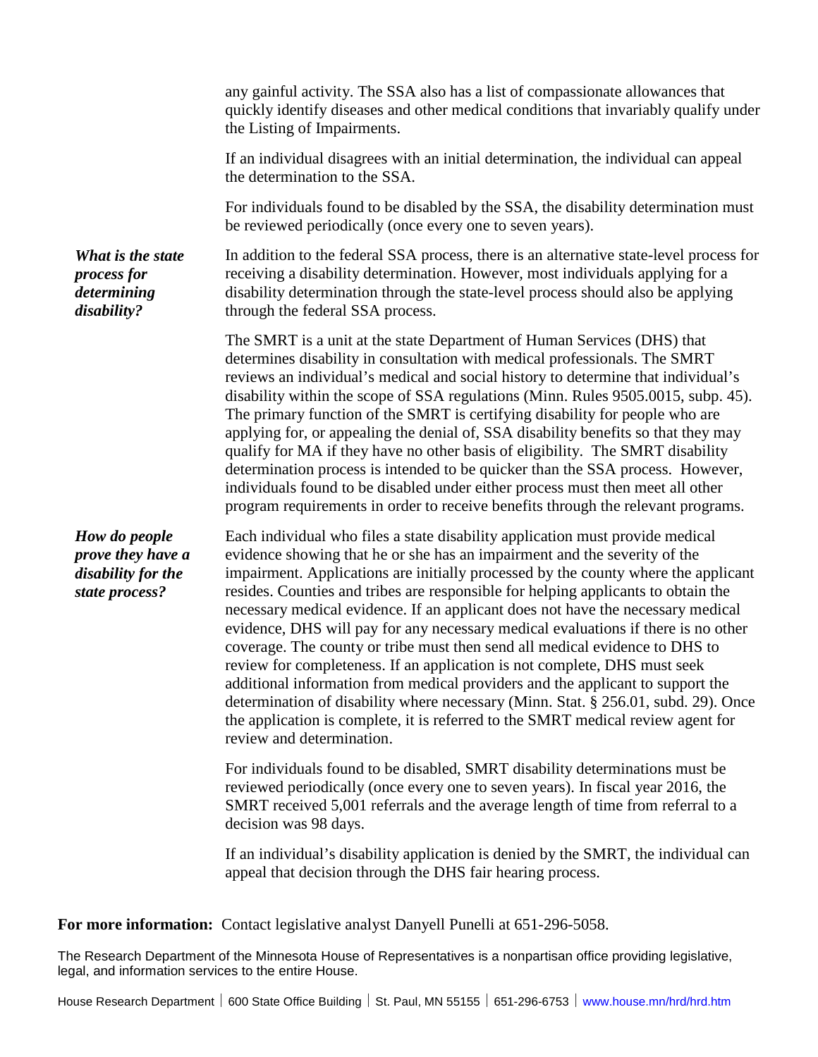any gainful activity. The SSA also has a list of compassionate allowances that quickly identify diseases and other medical conditions that invariably qualify under the Listing of Impairments.

If an individual disagrees with an initial determination, the individual can appeal the determination to the SSA.

For individuals found to be disabled by the SSA, the disability determination must be reviewed periodically (once every one to seven years).

***What is the state process for determining disability?***

In addition to the federal SSA process, there is an alternative state-level process for receiving a disability determination. However, most individuals applying for a disability determination through the state-level process should also be applying through the federal SSA process.

The SMRT is a unit at the state Department of Human Services (DHS) that determines disability in consultation with medical professionals. The SMRT reviews an individual's medical and social history to determine that individual's disability within the scope of SSA regulations (Minn. Rules 9505.0015, subp. 45). The primary function of the SMRT is certifying disability for people who are applying for, or appealing the denial of, SSA disability benefits so that they may qualify for MA if they have no other basis of eligibility. The SMRT disability determination process is intended to be quicker than the SSA process. However, individuals found to be disabled under either process must then meet all other program requirements in order to receive benefits through the relevant programs.

***How do people prove they have a disability for the state process?***

Each individual who files a state disability application must provide medical evidence showing that he or she has an impairment and the severity of the impairment. Applications are initially processed by the county where the applicant resides. Counties and tribes are responsible for helping applicants to obtain the necessary medical evidence. If an applicant does not have the necessary medical evidence, DHS will pay for any necessary medical evaluations if there is no other coverage. The county or tribe must then send all medical evidence to DHS to review for completeness. If an application is not complete, DHS must seek additional information from medical providers and the applicant to support the determination of disability where necessary (Minn. Stat. § 256.01, subd. 29). Once the application is complete, it is referred to the SMRT medical review agent for review and determination.

For individuals found to be disabled, SMRT disability determinations must be reviewed periodically (once every one to seven years). In fiscal year 2016, the SMRT received 5,001 referrals and the average length of time from referral to a decision was 98 days.

If an individual's disability application is denied by the SMRT, the individual can appeal that decision through the DHS fair hearing process.

**For more information:** Contact legislative analyst Danyell Punelli at 651-296-5058.

The Research Department of the Minnesota House of Representatives is a nonpartisan office providing legislative, legal, and information services to the entire House.

House Research Department | 600 State Office Building | St. Paul, MN 55155 | 651-296-6753 | www.house.mn/hrd/hrd.htm